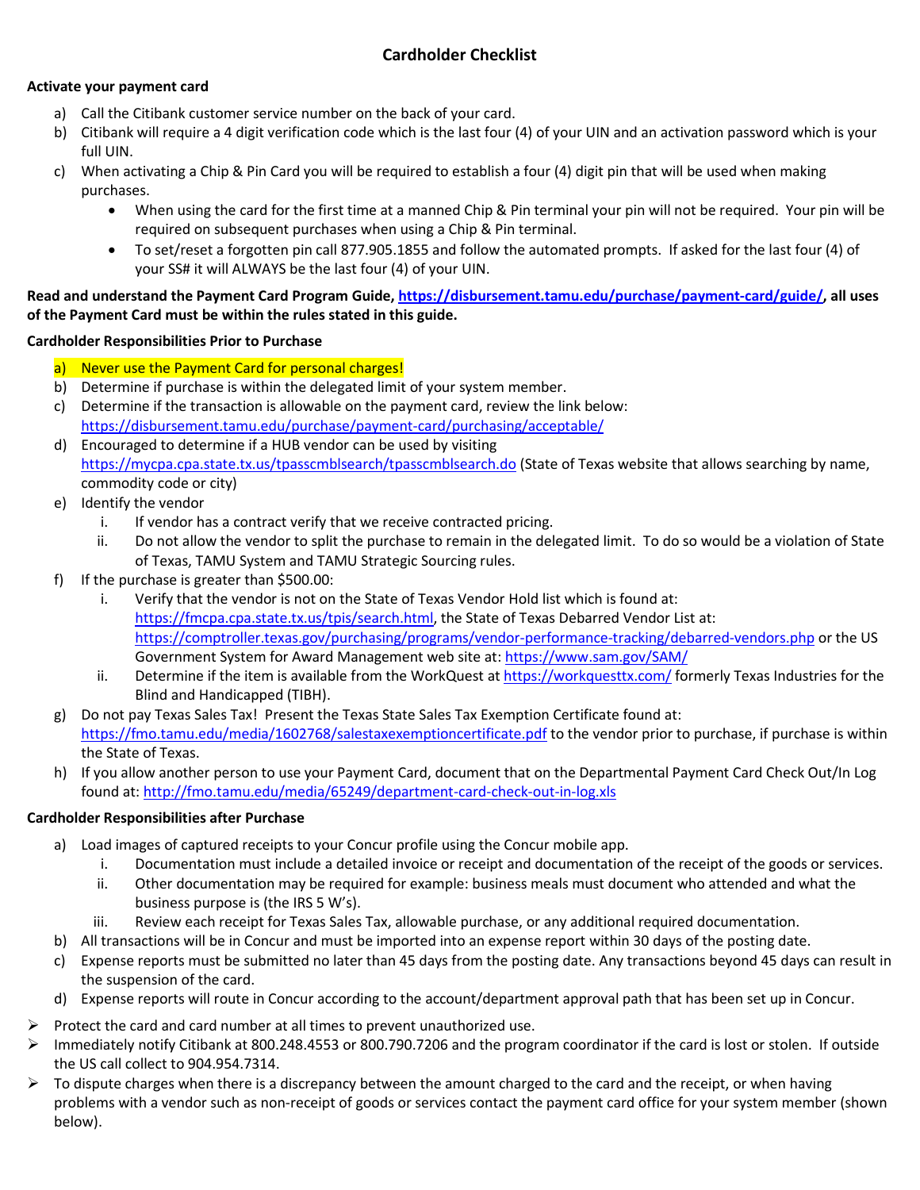# Cardholder Checklist

**Activate your payment card**

a) Call the Citibank customer service number on the back of your card.

b) Citibank will require a 4 digit verification code which is the last four (4) of your UIN and an activation password which is your full UIN.

c) When activating a Chip & Pin Card you will be required to establish a four (4) digit pin that will be used when making purchases.

- When using the card for the first time at a manned Chip & Pin terminal your pin will not be required. Your pin will be required on subsequent purchases when using a Chip & Pin terminal.
- To set/reset a forgotten pin call 877.905.1855 and follow the automated prompts. If asked for the last four (4) of your SS# it will ALWAYS be the last four (4) of your UIN.

**Read and understand the Payment Card Program Guide, https://disbursement.tamu.edu/purchase/payment-card/guide/, all uses of the Payment Card must be within the rules stated in this guide.**

**Cardholder Responsibilities Prior to Purchase**

a) Never use the Payment Card for personal charges!

b) Determine if purchase is within the delegated limit of your system member.

c) Determine if the transaction is allowable on the payment card, review the link below: https://disbursement.tamu.edu/purchase/payment-card/purchasing/acceptable/

d) Encouraged to determine if a HUB vendor can be used by visiting https://mycpa.cpa.state.tx.us/tpasscmblsearch/tpasscmblsearch.do (State of Texas website that allows searching by name, commodity code or city)

e) Identify the vendor

  i. If vendor has a contract verify that we receive contracted pricing.

  ii. Do not allow the vendor to split the purchase to remain in the delegated limit. To do so would be a violation of State of Texas, TAMU System and TAMU Strategic Sourcing rules.

f) If the purchase is greater than $500.00:

  i. Verify that the vendor is not on the State of Texas Vendor Hold list which is found at: https://fmcpa.cpa.state.tx.us/tpis/search.html, the State of Texas Debarred Vendor List at: https://comptroller.texas.gov/purchasing/programs/vendor-performance-tracking/debarred-vendors.php or the US Government System for Award Management web site at: https://www.sam.gov/SAM/

  ii. Determine if the item is available from the WorkQuest at https://workquesttx.com/ formerly Texas Industries for the Blind and Handicapped (TIBH).

g) Do not pay Texas Sales Tax! Present the Texas State Sales Tax Exemption Certificate found at: https://fmo.tamu.edu/media/1602768/salestaxexemptioncertificate.pdf to the vendor prior to purchase, if purchase is within the State of Texas.

h) If you allow another person to use your Payment Card, document that on the Departmental Payment Card Check Out/In Log found at: http://fmo.tamu.edu/media/65249/department-card-check-out-in-log.xls

**Cardholder Responsibilities after Purchase**

a) Load images of captured receipts to your Concur profile using the Concur mobile app.

  i. Documentation must include a detailed invoice or receipt and documentation of the receipt of the goods or services.

  ii. Other documentation may be required for example: business meals must document who attended and what the business purpose is (the IRS 5 W's).

  iii. Review each receipt for Texas Sales Tax, allowable purchase, or any additional required documentation.

b) All transactions will be in Concur and must be imported into an expense report within 30 days of the posting date.

c) Expense reports must be submitted no later than 45 days from the posting date. Any transactions beyond 45 days can result in the suspension of the card.

d) Expense reports will route in Concur according to the account/department approval path that has been set up in Concur.

- Protect the card and card number at all times to prevent unauthorized use.
- Immediately notify Citibank at 800.248.4553 or 800.790.7206 and the program coordinator if the card is lost or stolen. If outside the US call collect to 904.954.7314.
- To dispute charges when there is a discrepancy between the amount charged to the card and the receipt, or when having problems with a vendor such as non-receipt of goods or services contact the payment card office for your system member (shown below).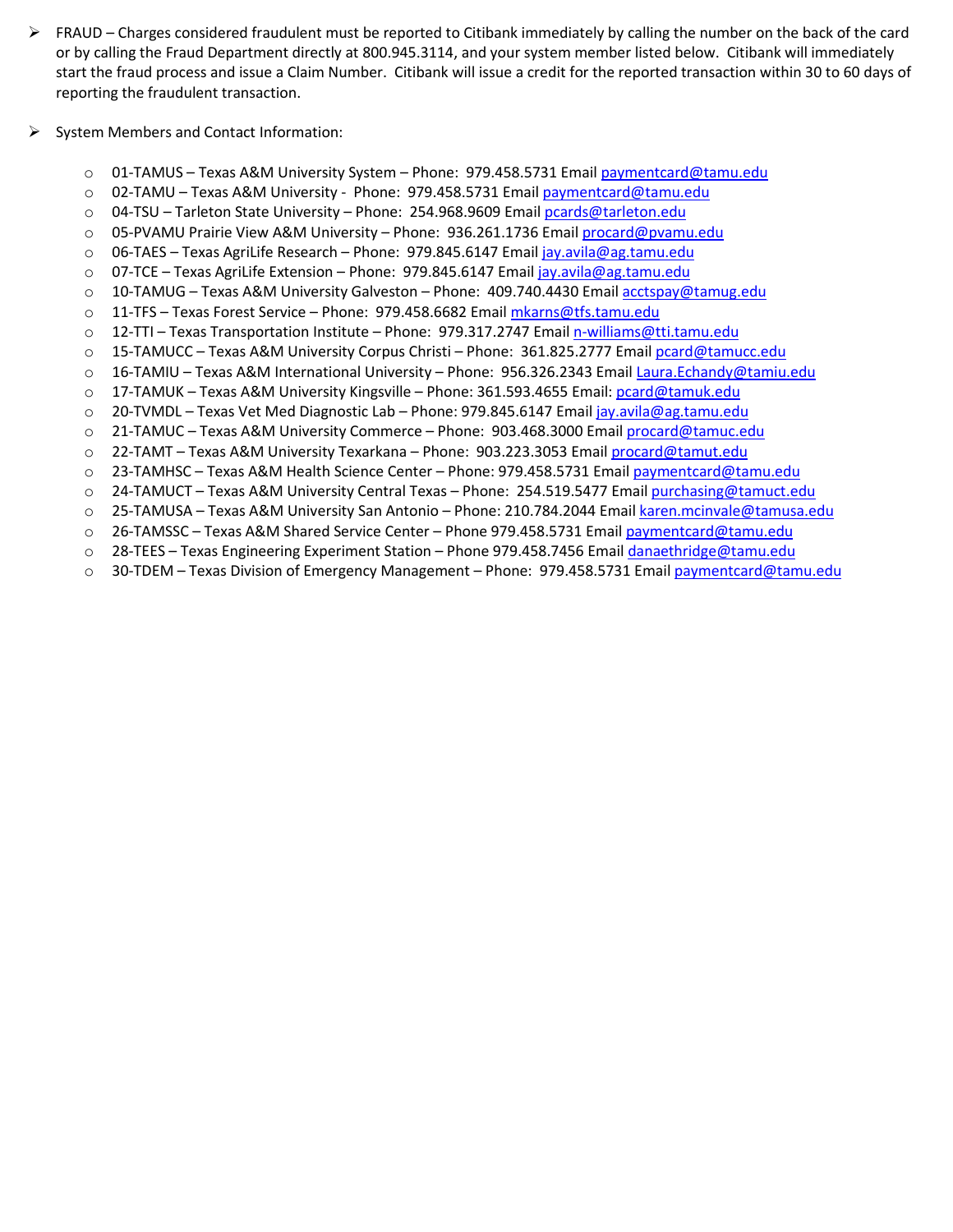- FRAUD – Charges considered fraudulent must be reported to Citibank immediately by calling the number on the back of the card or by calling the Fraud Department directly at 800.945.3114, and your system member listed below. Citibank will immediately start the fraud process and issue a Claim Number. Citibank will issue a credit for the reported transaction within 30 to 60 days of reporting the fraudulent transaction.

- System Members and Contact Information:

  - 01-TAMUS – Texas A&M University System – Phone: 979.458.5731 Email paymentcard@tamu.edu
  - 02-TAMU – Texas A&M University - Phone: 979.458.5731 Email paymentcard@tamu.edu
  - 04-TSU – Tarleton State University – Phone: 254.968.9609 Email pcards@tarleton.edu
  - 05-PVAMU Prairie View A&M University – Phone: 936.261.1736 Email procard@pvamu.edu
  - 06-TAES – Texas AgriLife Research – Phone: 979.845.6147 Email jay.avila@ag.tamu.edu
  - 07-TCE – Texas AgriLife Extension – Phone: 979.845.6147 Email jay.avila@ag.tamu.edu
  - 10-TAMUG – Texas A&M University Galveston – Phone: 409.740.4430 Email acctspay@tamug.edu
  - 11-TFS – Texas Forest Service – Phone: 979.458.6682 Email mkarns@tfs.tamu.edu
  - 12-TTI – Texas Transportation Institute – Phone: 979.317.2747 Email n-williams@tti.tamu.edu
  - 15-TAMUCC – Texas A&M University Corpus Christi – Phone: 361.825.2777 Email pcard@tamucc.edu
  - 16-TAMIU – Texas A&M International University – Phone: 956.326.2343 Email Laura.Echandy@tamiu.edu
  - 17-TAMUK – Texas A&M University Kingsville – Phone: 361.593.4655 Email: pcard@tamuk.edu
  - 20-TVMDL – Texas Vet Med Diagnostic Lab – Phone: 979.845.6147 Email jay.avila@ag.tamu.edu
  - 21-TAMUC – Texas A&M University Commerce – Phone: 903.468.3000 Email procard@tamuc.edu
  - 22-TAMT – Texas A&M University Texarkana – Phone: 903.223.3053 Email procard@tamut.edu
  - 23-TAMHSC – Texas A&M Health Science Center – Phone: 979.458.5731 Email paymentcard@tamu.edu
  - 24-TAMUCT – Texas A&M University Central Texas – Phone: 254.519.5477 Email purchasing@tamuct.edu
  - 25-TAMUSA – Texas A&M University San Antonio – Phone: 210.784.2044 Email karen.mcinvale@tamusa.edu
  - 26-TAMSSC – Texas A&M Shared Service Center – Phone 979.458.5731 Email paymentcard@tamu.edu
  - 28-TEES – Texas Engineering Experiment Station – Phone 979.458.7456 Email danaethridge@tamu.edu
  - 30-TDEM – Texas Division of Emergency Management – Phone: 979.458.5731 Email paymentcard@tamu.edu